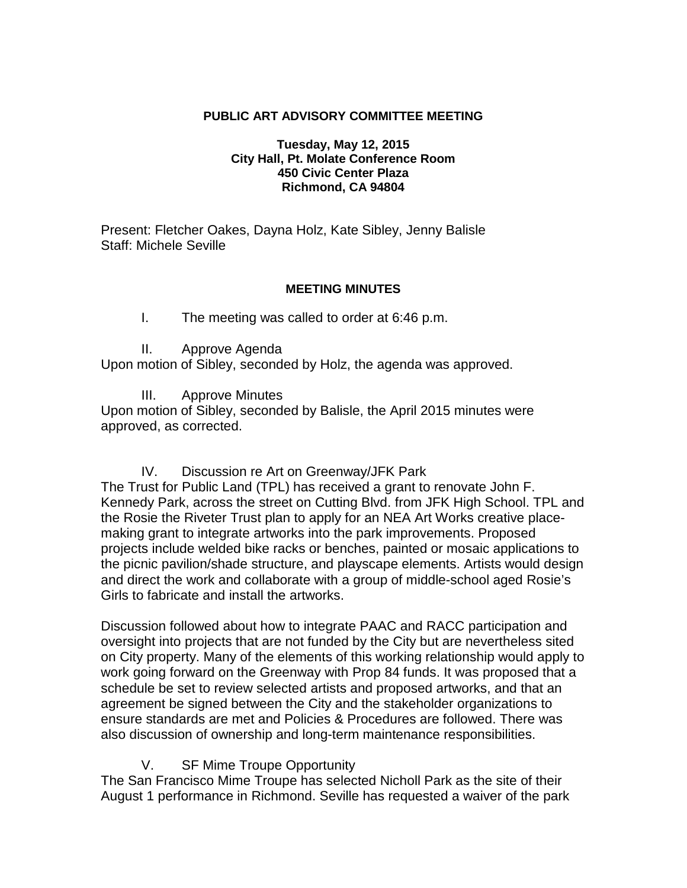**PUBLIC ART ADVISORY COMMITTEE MEETING**

**Tuesday, May 12, 2015**
**City Hall, Pt. Molate Conference Room**
**450 Civic Center Plaza**
**Richmond, CA 94804**

Present: Fletcher Oakes, Dayna Holz, Kate Sibley, Jenny Balisle
Staff: Michele Seville

**MEETING MINUTES**

I. The meeting was called to order at 6:46 p.m.

II. Approve Agenda

Upon motion of Sibley, seconded by Holz, the agenda was approved.

III. Approve Minutes

Upon motion of Sibley, seconded by Balisle, the April 2015 minutes were approved, as corrected.

IV. Discussion re Art on Greenway/JFK Park

The Trust for Public Land (TPL) has received a grant to renovate John F. Kennedy Park, across the street on Cutting Blvd. from JFK High School. TPL and the Rosie the Riveter Trust plan to apply for an NEA Art Works creative place-making grant to integrate artworks into the park improvements. Proposed projects include welded bike racks or benches, painted or mosaic applications to the picnic pavilion/shade structure, and playscape elements. Artists would design and direct the work and collaborate with a group of middle-school aged Rosie's Girls to fabricate and install the artworks.

Discussion followed about how to integrate PAAC and RACC participation and oversight into projects that are not funded by the City but are nevertheless sited on City property. Many of the elements of this working relationship would apply to work going forward on the Greenway with Prop 84 funds. It was proposed that a schedule be set to review selected artists and proposed artworks, and that an agreement be signed between the City and the stakeholder organizations to ensure standards are met and Policies & Procedures are followed. There was also discussion of ownership and long-term maintenance responsibilities.

V. SF Mime Troupe Opportunity

The San Francisco Mime Troupe has selected Nicholl Park as the site of their August 1 performance in Richmond. Seville has requested a waiver of the park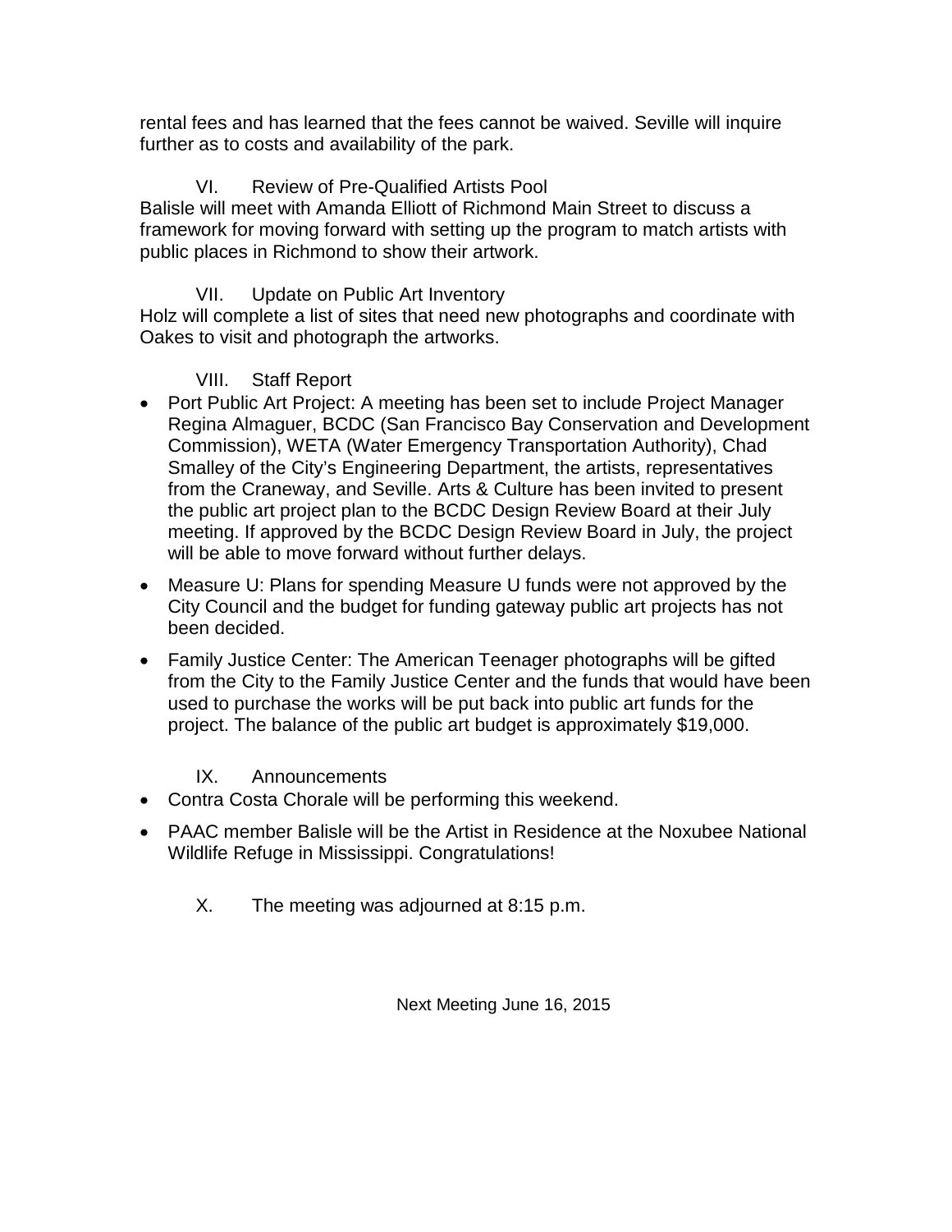rental fees and has learned that the fees cannot be waived. Seville will inquire further as to costs and availability of the park.

VI. Review of Pre-Qualified Artists Pool

Balisle will meet with Amanda Elliott of Richmond Main Street to discuss a framework for moving forward with setting up the program to match artists with public places in Richmond to show their artwork.

VII. Update on Public Art Inventory

Holz will complete a list of sites that need new photographs and coordinate with Oakes to visit and photograph the artworks.

VIII. Staff Report

- Port Public Art Project: A meeting has been set to include Project Manager Regina Almaguer, BCDC (San Francisco Bay Conservation and Development Commission), WETA (Water Emergency Transportation Authority), Chad Smalley of the City's Engineering Department, the artists, representatives from the Craneway, and Seville. Arts & Culture has been invited to present the public art project plan to the BCDC Design Review Board at their July meeting. If approved by the BCDC Design Review Board in July, the project will be able to move forward without further delays.
- Measure U: Plans for spending Measure U funds were not approved by the City Council and the budget for funding gateway public art projects has not been decided.
- Family Justice Center: The American Teenager photographs will be gifted from the City to the Family Justice Center and the funds that would have been used to purchase the works will be put back into public art funds for the project. The balance of the public art budget is approximately $19,000.

IX. Announcements

- Contra Costa Chorale will be performing this weekend.
- PAAC member Balisle will be the Artist in Residence at the Noxubee National Wildlife Refuge in Mississippi. Congratulations!

X. The meeting was adjourned at 8:15 p.m.

Next Meeting June 16, 2015